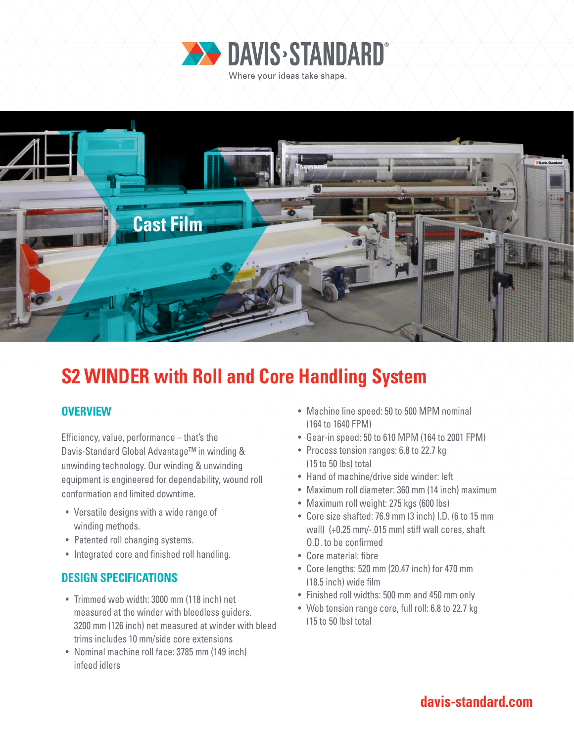DAVIS-STANDARD®

Where your ideas take shape.

Cast Film

# S2 WINDER with Roll and Core Handling System

## OVERVIEW

Efficiency, value, performance – that's the Davis-Standard Global Advantage™ in winding & unwinding technology. Our winding & unwinding equipment is engineered for dependability, wound roll conformation and limited downtime.

- Versatile designs with a wide range of winding methods.
- Patented roll changing systems.
- Integrated core and finished roll handling.

## DESIGN SPECIFICATIONS

- Trimmed web width: 3000 mm (118 inch) net measured at the winder with bleedless guiders. 3200 mm (126 inch) net measured at winder with bleed trims includes 10 mm/side core extensions
- Nominal machine roll face: 3785 mm (149 inch) infeed idlers
- Machine line speed: 50 to 500 MPM nominal (164 to 1640 FPM)
- Gear-in speed: 50 to 610 MPM (164 to 2001 FPM)
- Process tension ranges: 6.8 to 22.7 kg (15 to 50 lbs) total
- Hand of machine/drive side winder: left
- Maximum roll diameter: 360 mm (14 inch) maximum
- Maximum roll weight: 275 kgs (600 lbs)
- Core size shafted: 76.9 mm (3 inch) I.D. (6 to 15 mm wall) (+0.25 mm/-.015 mm) stiff wall cores, shaft O.D. to be confirmed
- Core material: fibre
- Core lengths: 520 mm (20.47 inch) for 470 mm (18.5 inch) wide film
- Finished roll widths: 500 mm and 450 mm only
- Web tension range core, full roll: 6.8 to 22.7 kg (15 to 50 lbs) total

davis-standard.com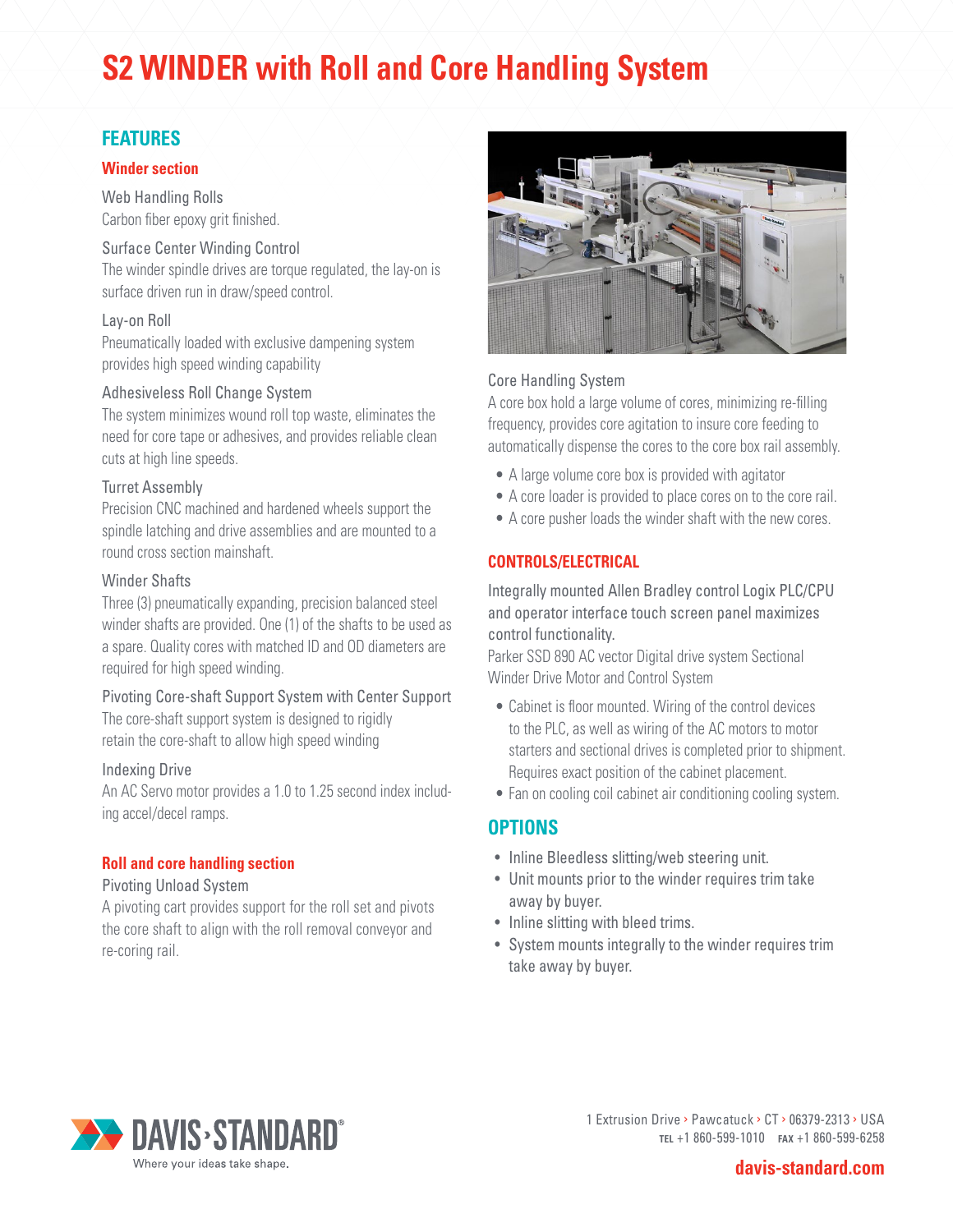# S2 WINDER with Roll and Core Handling System

## FEATURES

### Winder section

**Web Handling Rolls**
Carbon fiber epoxy grit finished.

**Surface Center Winding Control**
The winder spindle drives are torque regulated, the lay-on is surface driven run in draw/speed control.

**Lay-on Roll**
Pneumatically loaded with exclusive dampening system provides high speed winding capability

**Adhesiveless Roll Change System**
The system minimizes wound roll top waste, eliminates the need for core tape or adhesives, and provides reliable clean cuts at high line speeds.

**Turret Assembly**
Precision CNC machined and hardened wheels support the spindle latching and drive assemblies and are mounted to a round cross section mainshaft.

**Winder Shafts**
Three (3) pneumatically expanding, precision balanced steel winder shafts are provided. One (1) of the shafts to be used as a spare. Quality cores with matched ID and OD diameters are required for high speed winding.

**Pivoting Core-shaft Support System with Center Support**
The core-shaft support system is designed to rigidly retain the core-shaft to allow high speed winding

**Indexing Drive**
An AC Servo motor provides a 1.0 to 1.25 second index including accel/decel ramps.

### Roll and core handling section

**Pivoting Unload System**
A pivoting cart provides support for the roll set and pivots the core shaft to align with the roll removal conveyor and re-coring rail.

**Core Handling System**
A core box hold a large volume of cores, minimizing re-filling frequency, provides core agitation to insure core feeding to automatically dispense the cores to the core box rail assembly.

- A large volume core box is provided with agitator
- A core loader is provided to place cores on to the core rail.
- A core pusher loads the winder shaft with the new cores.

### CONTROLS/ELECTRICAL

Integrally mounted Allen Bradley control Logix PLC/CPU and operator interface touch screen panel maximizes control functionality.

Parker SSD 890 AC vector Digital drive system Sectional Winder Drive Motor and Control System

- Cabinet is floor mounted. Wiring of the control devices to the PLC, as well as wiring of the AC motors to motor starters and sectional drives is completed prior to shipment. Requires exact position of the cabinet placement.
- Fan on cooling coil cabinet air conditioning cooling system.

## OPTIONS

- Inline Bleedless slitting/web steering unit.
- Unit mounts prior to the winder requires trim take away by buyer.
- Inline slitting with bleed trims.
- System mounts integrally to the winder requires trim take away by buyer.

DAVIS-STANDARD
Where your ideas take shape.

1 Extrusion Drive › Pawcatuck › CT › 06379-2313 › USA
TEL +1 860-599-1010 FAX +1 860-599-6258

davis-standard.com